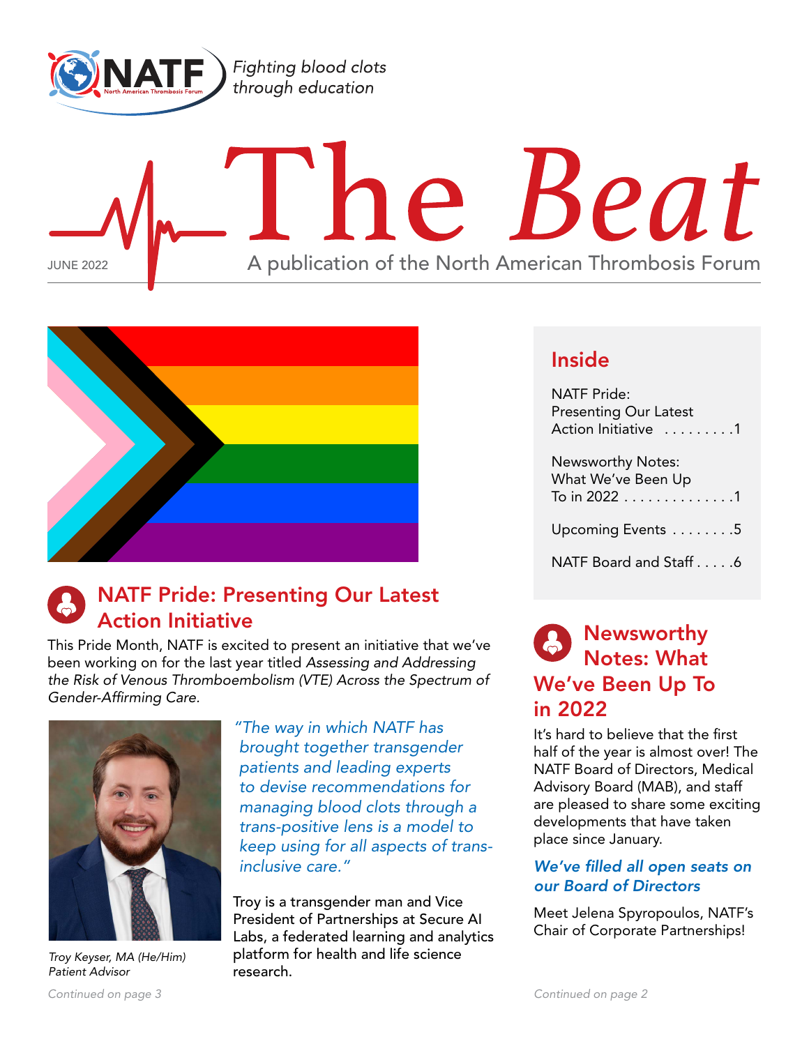Fighting blood clots through education

# The Beat

JUNE 2022

A publication of the North American Thrombosis Forum

## Inside

NATF Pride: Presenting Our Latest Action Initiative . . . . . . . . .1

Newsworthy Notes: What We've Been Up To in 2022 . . . . . . . . . . . . . .1

Upcoming Events . . . . . . . .5

NATF Board and Staff . . . . .6

## NATF Pride: Presenting Our Latest Action Initiative

This Pride Month, NATF is excited to present an initiative that we've been working on for the last year titled *Assessing and Addressing the Risk of Venous Thromboembolism (VTE) Across the Spectrum of Gender-Affirming Care.*

*"The way in which NATF has brought together transgender patients and leading experts to devise recommendations for managing blood clots through a trans-positive lens is a model to keep using for all aspects of trans-inclusive care."*

*Troy Keyser, MA (He/Him)*
*Patient Advisor*

Troy is a transgender man and Vice President of Partnerships at Secure AI Labs, a federated learning and analytics platform for health and life science research.

*Continued on page 3*

## Newsworthy Notes: What We've Been Up To in 2022

It's hard to believe that the first half of the year is almost over! The NATF Board of Directors, Medical Advisory Board (MAB), and staff are pleased to share some exciting developments that have taken place since January.

### *We've filled all open seats on our Board of Directors*

Meet Jelena Spyropoulos, NATF's Chair of Corporate Partnerships!

*Continued on page 2*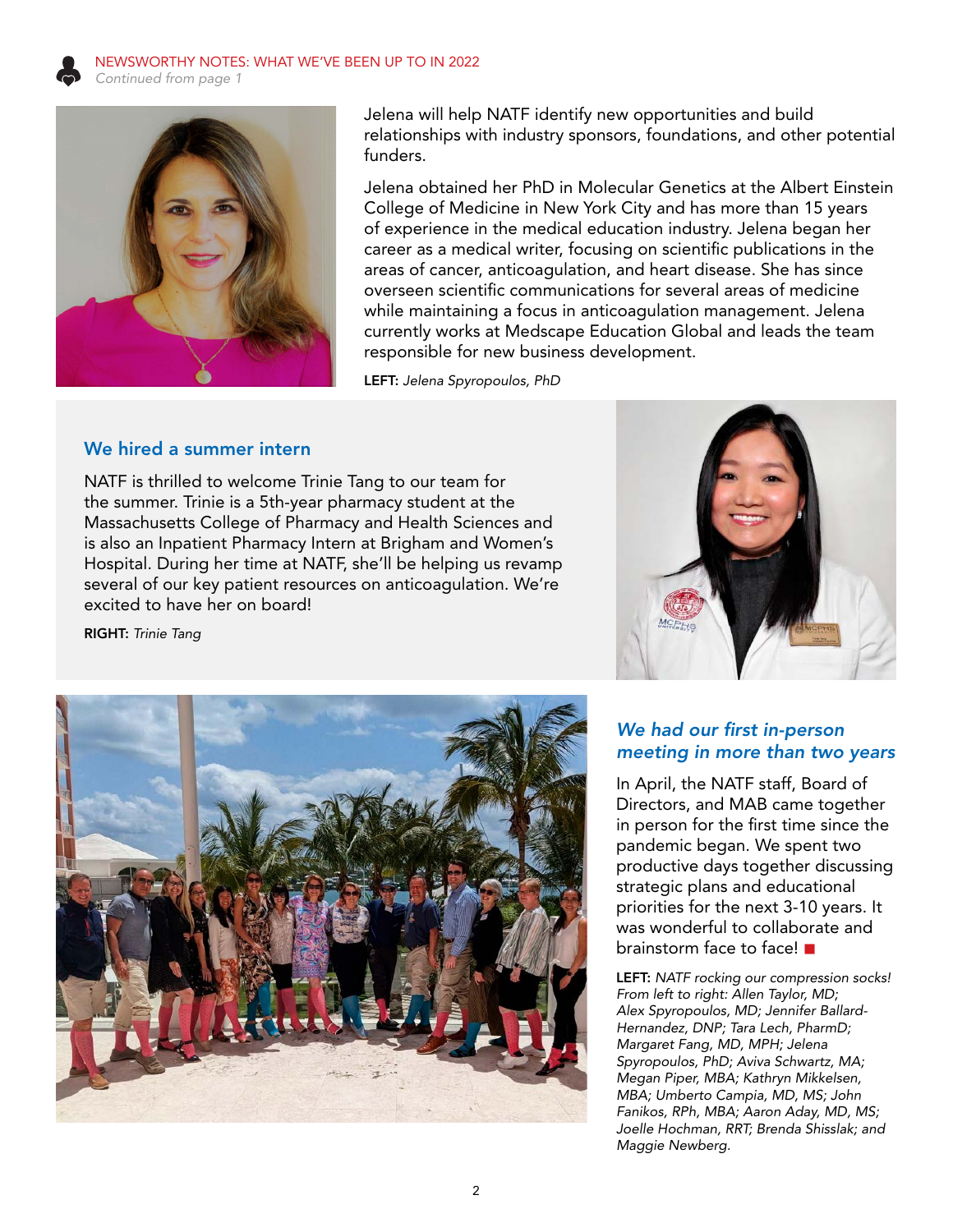NEWSWORTHY NOTES: WHAT WE'VE BEEN UP TO IN 2022

*Continued from page 1*

Jelena will help NATF identify new opportunities and build relationships with industry sponsors, foundations, and other potential funders.

Jelena obtained her PhD in Molecular Genetics at the Albert Einstein College of Medicine in New York City and has more than 15 years of experience in the medical education industry. Jelena began her career as a medical writer, focusing on scientific publications in the areas of cancer, anticoagulation, and heart disease. She has since overseen scientific communications for several areas of medicine while maintaining a focus in anticoagulation management. Jelena currently works at Medscape Education Global and leads the team responsible for new business development.

**LEFT:** *Jelena Spyropoulos, PhD*

## We hired a summer intern

NATF is thrilled to welcome Trinie Tang to our team for the summer. Trinie is a 5th-year pharmacy student at the Massachusetts College of Pharmacy and Health Sciences and is also an Inpatient Pharmacy Intern at Brigham and Women's Hospital. During her time at NATF, she'll be helping us revamp several of our key patient resources on anticoagulation. We're excited to have her on board!

**RIGHT:** *Trinie Tang*

## *We had our first in-person meeting in more than two years*

In April, the NATF staff, Board of Directors, and MAB came together in person for the first time since the pandemic began. We spent two productive days together discussing strategic plans and educational priorities for the next 3-10 years. It was wonderful to collaborate and brainstorm face to face! ■

**LEFT:** *NATF rocking our compression socks! From left to right: Allen Taylor, MD; Alex Spyropoulos, MD; Jennifer Ballard-Hernandez, DNP; Tara Lech, PharmD; Margaret Fang, MD, MPH; Jelena Spyropoulos, PhD; Aviva Schwartz, MA; Megan Piper, MBA; Kathryn Mikkelsen, MBA; Umberto Campia, MD, MS; John Fanikos, RPh, MBA; Aaron Aday, MD, MS; Joelle Hochman, RRT; Brenda Shisslak; and Maggie Newberg.*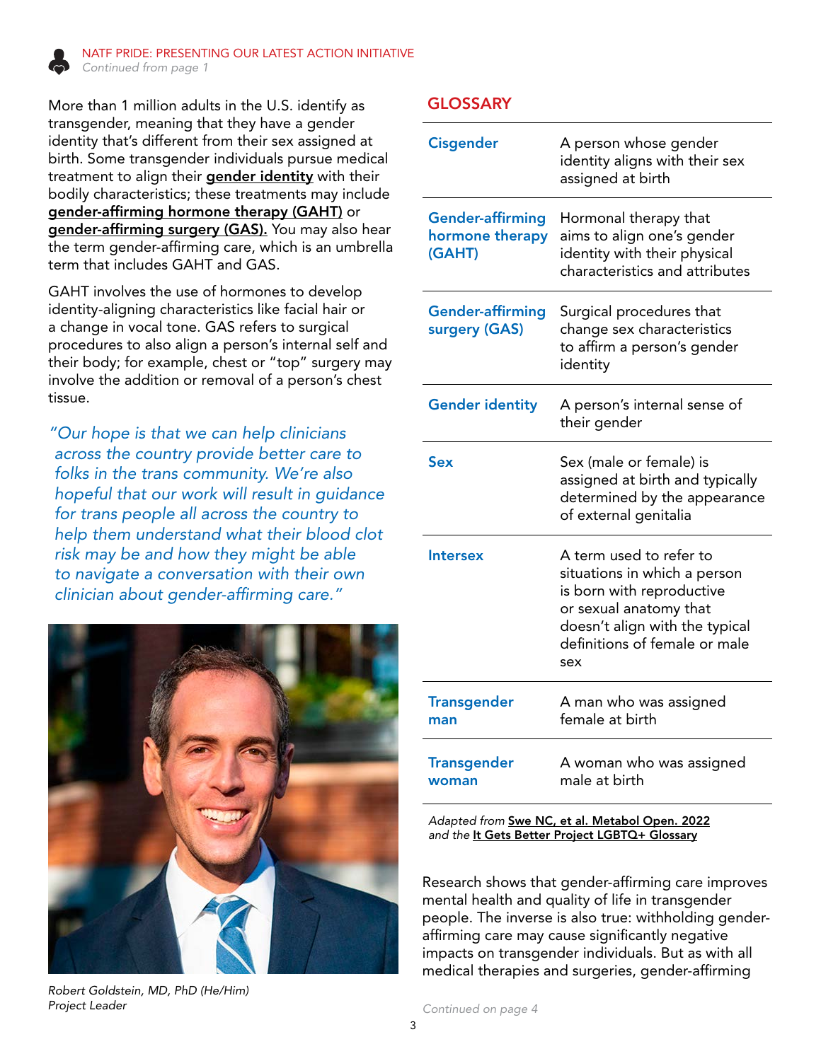NATF PRIDE: PRESENTING OUR LATEST ACTION INITIATIVE

*Continued from page 1*

More than 1 million adults in the U.S. identify as transgender, meaning that they have a gender identity that's different from their sex assigned at birth. Some transgender individuals pursue medical treatment to align their **gender identity** with their bodily characteristics; these treatments may include **gender-affirming hormone therapy (GAHT)** or **gender-affirming surgery (GAS).** You may also hear the term gender-affirming care, which is an umbrella term that includes GAHT and GAS.

GAHT involves the use of hormones to develop identity-aligning characteristics like facial hair or a change in vocal tone. GAS refers to surgical procedures to also align a person's internal self and their body; for example, chest or "top" surgery may involve the addition or removal of a person's chest tissue.

*"Our hope is that we can help clinicians across the country provide better care to folks in the trans community. We're also hopeful that our work will result in guidance for trans people all across the country to help them understand what their blood clot risk may be and how they might be able to navigate a conversation with their own clinician about gender-affirming care."*

*Robert Goldstein, MD, PhD (He/Him)*
*Project Leader*

## GLOSSARY

| Term | Definition |
|---|---|
| Cisgender | A person whose gender identity aligns with their sex assigned at birth |
| Gender-affirming hormone therapy (GAHT) | Hormonal therapy that aims to align one's gender identity with their physical characteristics and attributes |
| Gender-affirming surgery (GAS) | Surgical procedures that change sex characteristics to affirm a person's gender identity |
| Gender identity | A person's internal sense of their gender |
| Sex | Sex (male or female) is assigned at birth and typically determined by the appearance of external genitalia |
| Intersex | A term used to refer to situations in which a person is born with reproductive or sexual anatomy that doesn't align with the typical definitions of female or male sex |
| Transgender man | A man who was assigned female at birth |
| Transgender woman | A woman who was assigned male at birth |

*Adapted from* **Swe NC, et al. Metabol Open. 2022** *and the* **It Gets Better Project LGBTQ+ Glossary**

Research shows that gender-affirming care improves mental health and quality of life in transgender people. The inverse is also true: withholding gender-affirming care may cause significantly negative impacts on transgender individuals. But as with all medical therapies and surgeries, gender-affirming

*Continued on page 4*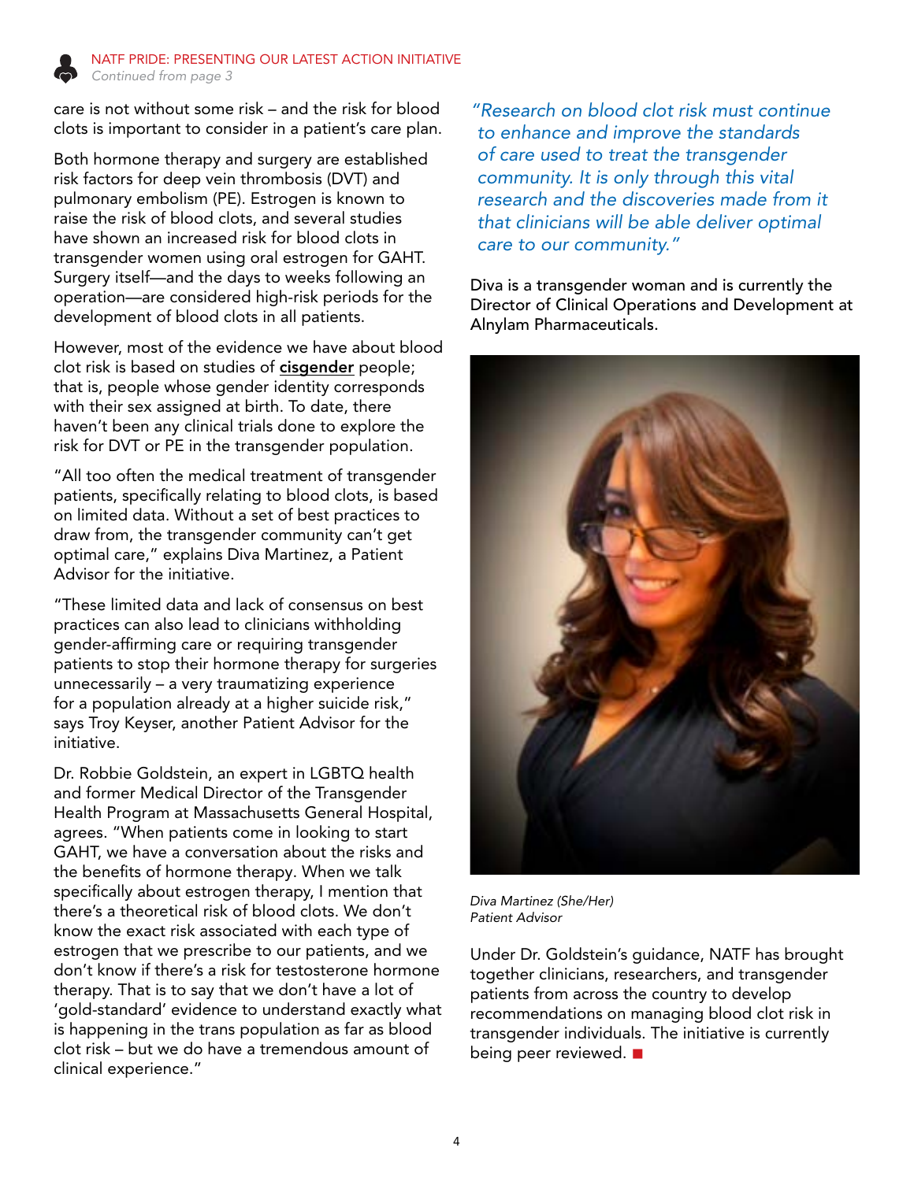NATF PRIDE: PRESENTING OUR LATEST ACTION INITIATIVE
*Continued from page 3*

care is not without some risk – and the risk for blood clots is important to consider in a patient's care plan.

Both hormone therapy and surgery are established risk factors for deep vein thrombosis (DVT) and pulmonary embolism (PE). Estrogen is known to raise the risk of blood clots, and several studies have shown an increased risk for blood clots in transgender women using oral estrogen for GAHT. Surgery itself—and the days to weeks following an operation—are considered high-risk periods for the development of blood clots in all patients.

However, most of the evidence we have about blood clot risk is based on studies of **cisgender** people; that is, people whose gender identity corresponds with their sex assigned at birth. To date, there haven't been any clinical trials done to explore the risk for DVT or PE in the transgender population.

"All too often the medical treatment of transgender patients, specifically relating to blood clots, is based on limited data. Without a set of best practices to draw from, the transgender community can't get optimal care," explains Diva Martinez, a Patient Advisor for the initiative.

"These limited data and lack of consensus on best practices can also lead to clinicians withholding gender-affirming care or requiring transgender patients to stop their hormone therapy for surgeries unnecessarily – a very traumatizing experience for a population already at a higher suicide risk," says Troy Keyser, another Patient Advisor for the initiative.

Dr. Robbie Goldstein, an expert in LGBTQ health and former Medical Director of the Transgender Health Program at Massachusetts General Hospital, agrees. "When patients come in looking to start GAHT, we have a conversation about the risks and the benefits of hormone therapy. When we talk specifically about estrogen therapy, I mention that there's a theoretical risk of blood clots. We don't know the exact risk associated with each type of estrogen that we prescribe to our patients, and we don't know if there's a risk for testosterone hormone therapy. That is to say that we don't have a lot of 'gold-standard' evidence to understand exactly what is happening in the trans population as far as blood clot risk – but we do have a tremendous amount of clinical experience."

*"Research on blood clot risk must continue to enhance and improve the standards of care used to treat the transgender community. It is only through this vital research and the discoveries made from it that clinicians will be able deliver optimal care to our community."*

Diva is a transgender woman and is currently the Director of Clinical Operations and Development at Alnylam Pharmaceuticals.

*Diva Martinez (She/Her)*
*Patient Advisor*

Under Dr. Goldstein's guidance, NATF has brought together clinicians, researchers, and transgender patients from across the country to develop recommendations on managing blood clot risk in transgender individuals. The initiative is currently being peer reviewed. ■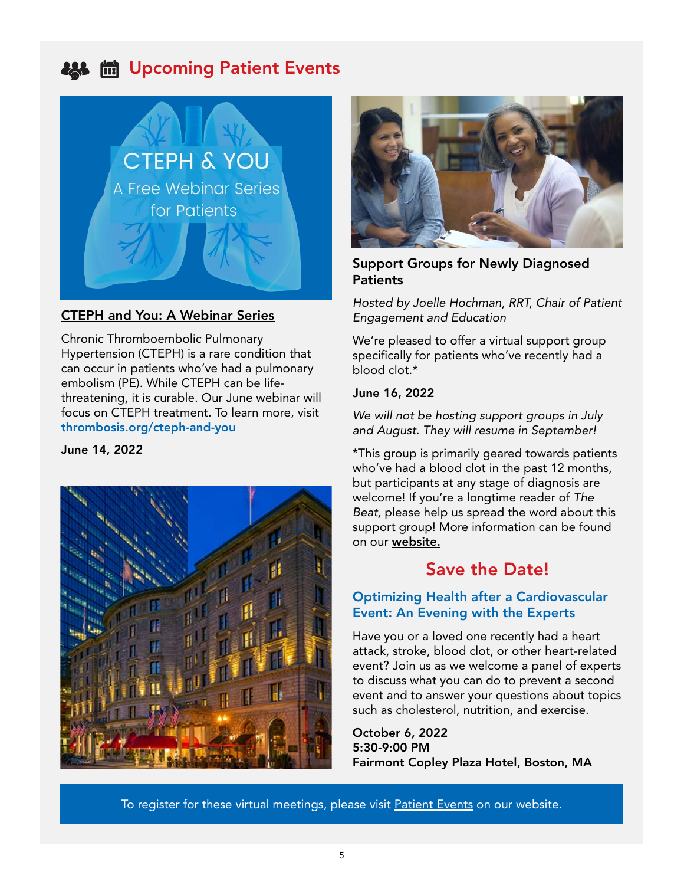## Upcoming Patient Events

### CTEPH and You: A Webinar Series

Chronic Thromboembolic Pulmonary Hypertension (CTEPH) is a rare condition that can occur in patients who've had a pulmonary embolism (PE). While CTEPH can be life-threatening, it is curable. Our June webinar will focus on CTEPH treatment. To learn more, visit **thrombosis.org/cteph-and-you**

**June 14, 2022**

### Support Groups for Newly Diagnosed Patients

*Hosted by Joelle Hochman, RRT, Chair of Patient Engagement and Education*

We're pleased to offer a virtual support group specifically for patients who've recently had a blood clot.*

**June 16, 2022**

*We will not be hosting support groups in July and August. They will resume in September!*

*This group is primarily geared towards patients who've had a blood clot in the past 12 months, but participants at any stage of diagnosis are welcome! If you're a longtime reader of *The Beat*, please help us spread the word about this support group! More information can be found on our **website.**

## Save the Date!

### Optimizing Health after a Cardiovascular Event: An Evening with the Experts

Have you or a loved one recently had a heart attack, stroke, blood clot, or other heart-related event? Join us as we welcome a panel of experts to discuss what you can do to prevent a second event and to answer your questions about topics such as cholesterol, nutrition, and exercise.

**October 6, 2022**
**5:30-9:00 PM**
**Fairmont Copley Plaza Hotel, Boston, MA**

To register for these virtual meetings, please visit Patient Events on our website.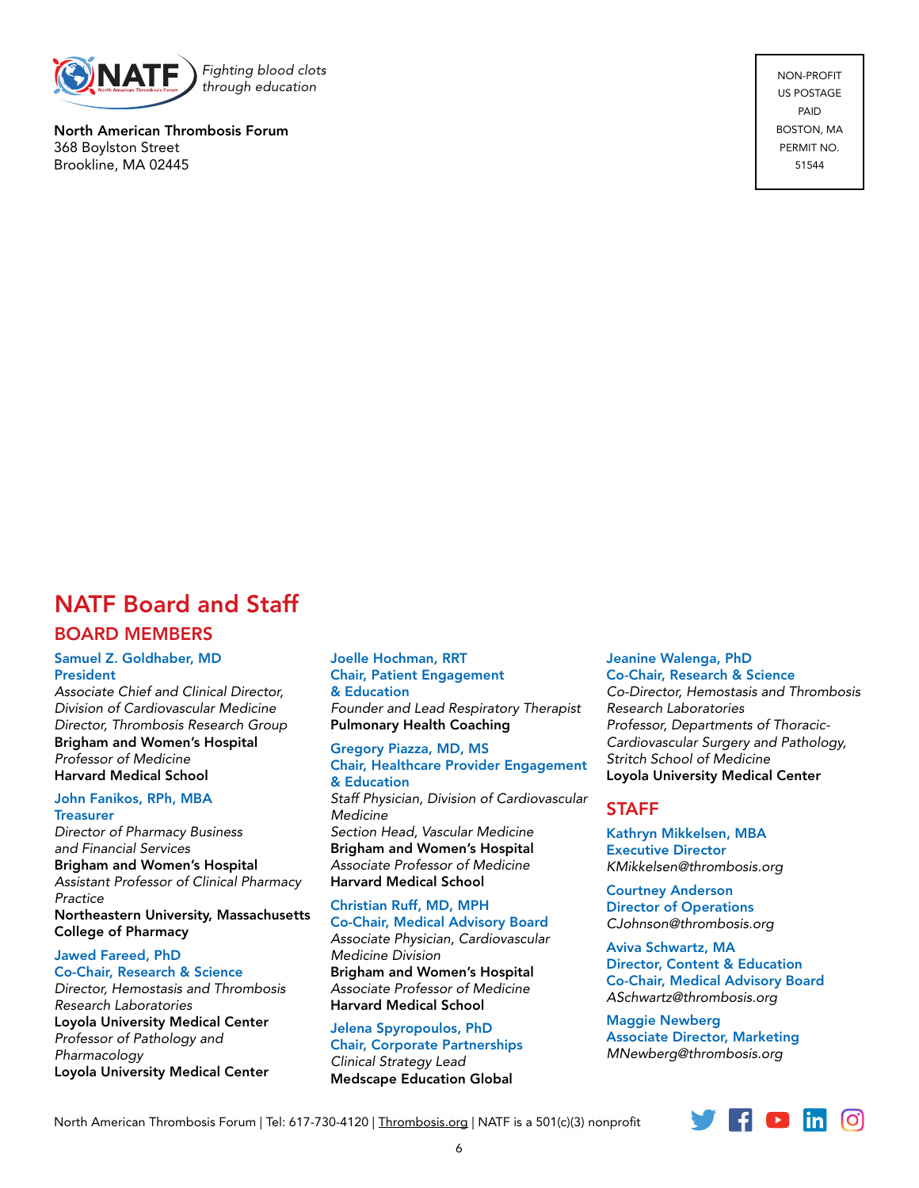Fighting blood clots through education

**North American Thrombosis Forum**
368 Boylston Street
Brookline, MA 02445

NON-PROFIT
US POSTAGE
PAID
BOSTON, MA
PERMIT NO.
51544

# NATF Board and Staff

## BOARD MEMBERS

**Samuel Z. Goldhaber, MD**
**President**
*Associate Chief and Clinical Director, Division of Cardiovascular Medicine*
*Director, Thrombosis Research Group*
**Brigham and Women's Hospital**
*Professor of Medicine*
**Harvard Medical School**

**John Fanikos, RPh, MBA**
**Treasurer**
*Director of Pharmacy Business and Financial Services*
**Brigham and Women's Hospital**
*Assistant Professor of Clinical Pharmacy Practice*
**Northeastern University, Massachusetts College of Pharmacy**

**Jawed Fareed, PhD**
**Co-Chair, Research & Science**
*Director, Hemostasis and Thrombosis Research Laboratories*
**Loyola University Medical Center**
*Professor of Pathology and Pharmacology*
**Loyola University Medical Center**

**Joelle Hochman, RRT**
**Chair, Patient Engagement & Education**
*Founder and Lead Respiratory Therapist*
**Pulmonary Health Coaching**

**Gregory Piazza, MD, MS**
**Chair, Healthcare Provider Engagement & Education**
*Staff Physician, Division of Cardiovascular Medicine*
*Section Head, Vascular Medicine*
**Brigham and Women's Hospital**
*Associate Professor of Medicine*
**Harvard Medical School**

**Christian Ruff, MD, MPH**
**Co-Chair, Medical Advisory Board**
*Associate Physician, Cardiovascular Medicine Division*
**Brigham and Women's Hospital**
*Associate Professor of Medicine*
**Harvard Medical School**

**Jelena Spyropoulos, PhD**
**Chair, Corporate Partnerships**
*Clinical Strategy Lead*
**Medscape Education Global**

**Jeanine Walenga, PhD**
**Co-Chair, Research & Science**
*Co-Director, Hemostasis and Thrombosis Research Laboratories*
*Professor, Departments of Thoracic-Cardiovascular Surgery and Pathology, Stritch School of Medicine*
**Loyola University Medical Center**

## STAFF

**Kathryn Mikkelsen, MBA**
**Executive Director**
*KMikkelsen@thrombosis.org*

**Courtney Anderson**
**Director of Operations**
*CJohnson@thrombosis.org*

**Aviva Schwartz, MA**
**Director, Content & Education**
**Co-Chair, Medical Advisory Board**
*ASchwartz@thrombosis.org*

**Maggie Newberg**
**Associate Director, Marketing**
*MNewberg@thrombosis.org*

North American Thrombosis Forum | Tel: 617-730-4120 | Thrombosis.org | NATF is a 501(c)(3) nonprofit